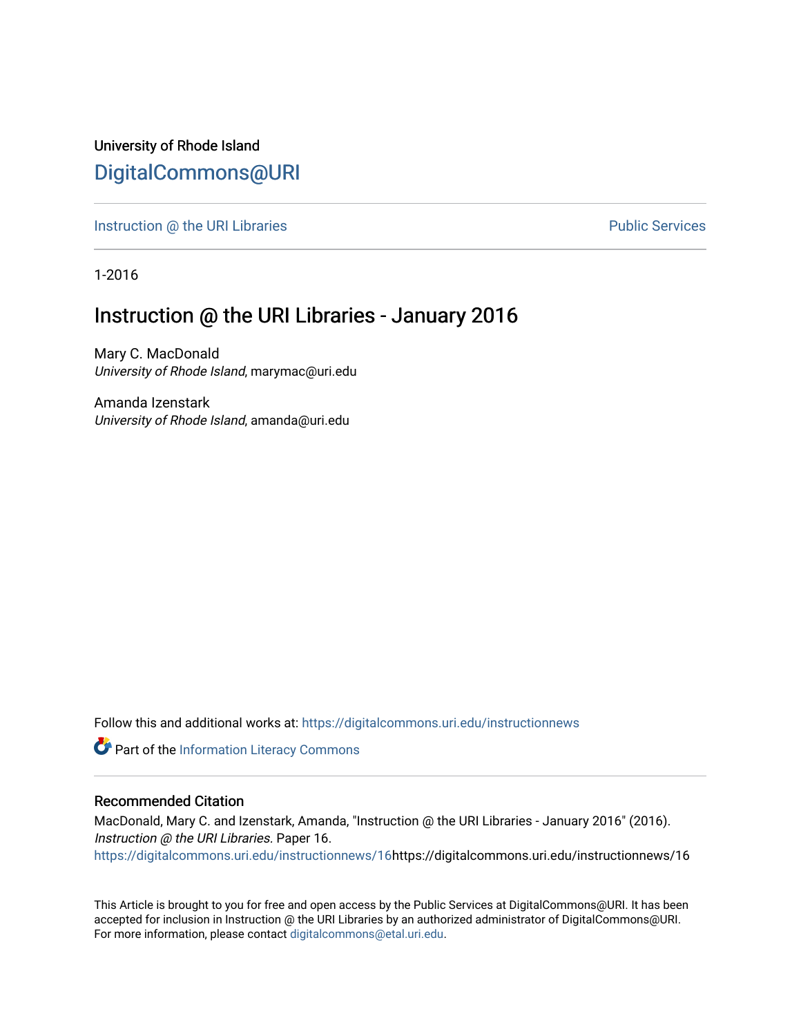University of Rhode Island

DigitalCommons@URI

Instruction @ the URI Libraries | Public Services

1-2016

# Instruction @ the URI Libraries - January 2016

Mary C. MacDonald
*University of Rhode Island*, marymac@uri.edu

Amanda Izenstark
*University of Rhode Island*, amanda@uri.edu

Follow this and additional works at: https://digitalcommons.uri.edu/instructionnews

Part of the Information Literacy Commons

## Recommended Citation

MacDonald, Mary C. and Izenstark, Amanda, "Instruction @ the URI Libraries - January 2016" (2016). *Instruction @ the URI Libraries.* Paper 16.
https://digitalcommons.uri.edu/instructionnews/16https://digitalcommons.uri.edu/instructionnews/16

This Article is brought to you for free and open access by the Public Services at DigitalCommons@URI. It has been accepted for inclusion in Instruction @ the URI Libraries by an authorized administrator of DigitalCommons@URI. For more information, please contact digitalcommons@etal.uri.edu.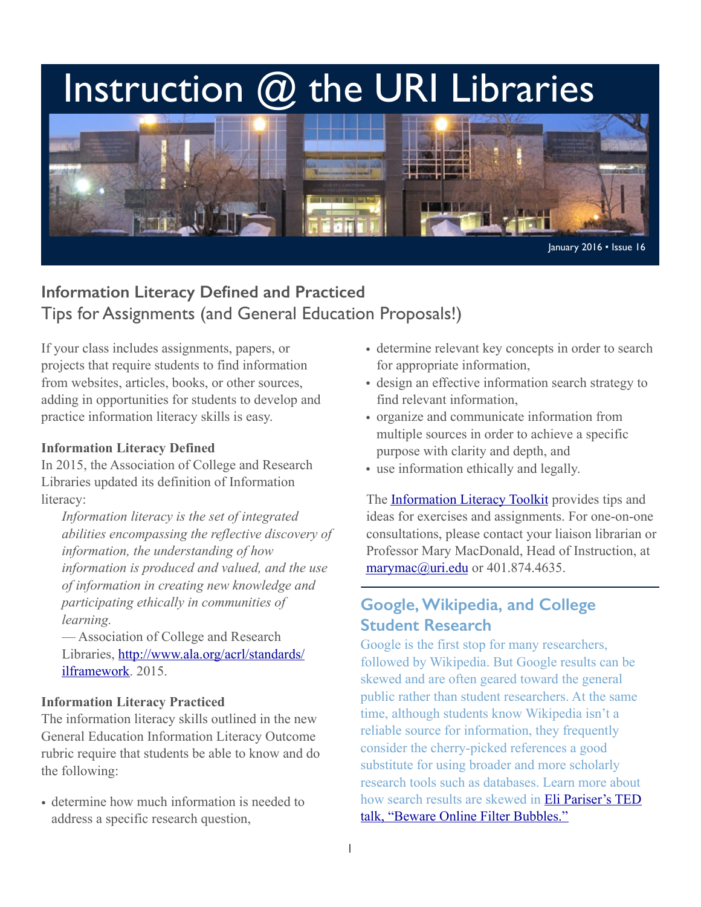# Instruction @ the URI Libraries

January 2016 • Issue 16

## Information Literacy Defined and Practiced

Tips for Assignments (and General Education Proposals!)

If your class includes assignments, papers, or projects that require students to find information from websites, articles, books, or other sources, adding in opportunities for students to develop and practice information literacy skills is easy.

**Information Literacy Defined**

In 2015, the Association of College and Research Libraries updated its definition of Information literacy:

> *Information literacy is the set of integrated abilities encompassing the reflective discovery of information, the understanding of how information is produced and valued, and the use of information in creating new knowledge and participating ethically in communities of learning.*
>
> — Association of College and Research Libraries, [http://www.ala.org/acrl/standards/ilframework](http://www.ala.org/acrl/standards/ilframework). 2015.

**Information Literacy Practiced**

The information literacy skills outlined in the new General Education Information Literacy Outcome rubric require that students be able to know and do the following:

- determine how much information is needed to address a specific research question,
- determine relevant key concepts in order to search for appropriate information,
- design an effective information search strategy to find relevant information,
- organize and communicate information from multiple sources in order to achieve a specific purpose with clarity and depth, and
- use information ethically and legally.

The Information Literacy Toolkit provides tips and ideas for exercises and assignments. For one-on-one consultations, please contact your liaison librarian or Professor Mary MacDonald, Head of Instruction, at marymac@uri.edu or 401.874.4635.

## Google, Wikipedia, and College Student Research

Google is the first stop for many researchers, followed by Wikipedia. But Google results can be skewed and are often geared toward the general public rather than student researchers. At the same time, although students know Wikipedia isn't a reliable source for information, they frequently consider the cherry-picked references a good substitute for using broader and more scholarly research tools such as databases. Learn more about how search results are skewed in Eli Pariser's TED talk, "Beware Online Filter Bubbles."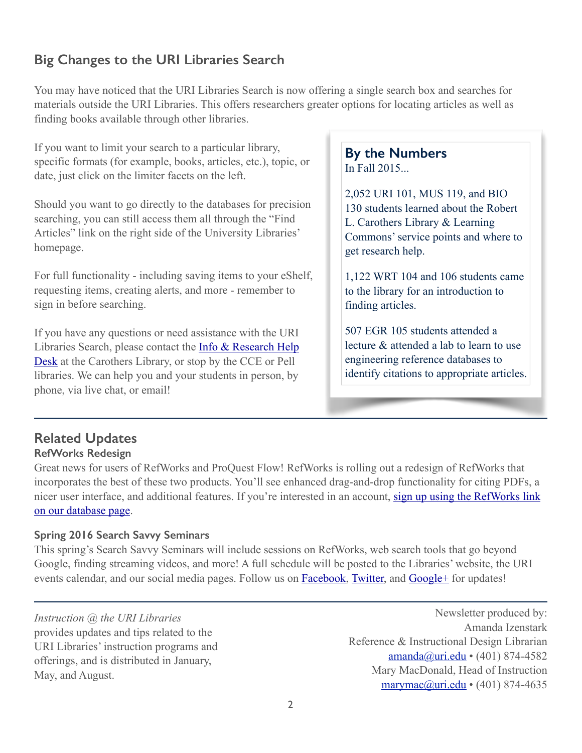## Big Changes to the URI Libraries Search

You may have noticed that the URI Libraries Search is now offering a single search box and searches for materials outside the URI Libraries. This offers researchers greater options for locating articles as well as finding books available through other libraries.

If you want to limit your search to a particular library, specific formats (for example, books, articles, etc.), topic, or date, just click on the limiter facets on the left.

Should you want to go directly to the databases for precision searching, you can still access them all through the "Find Articles" link on the right side of the University Libraries' homepage.

For full functionality - including saving items to your eShelf, requesting items, creating alerts, and more - remember to sign in before searching.

If you have any questions or need assistance with the URI Libraries Search, please contact the Info & Research Help Desk at the Carothers Library, or stop by the CCE or Pell libraries. We can help you and your students in person, by phone, via live chat, or email!

### By the Numbers

In Fall 2015...

2,052 URI 101, MUS 119, and BIO 130 students learned about the Robert L. Carothers Library & Learning Commons' service points and where to get research help.

1,122 WRT 104 and 106 students came to the library for an introduction to finding articles.

507 EGR 105 students attended a lecture & attended a lab to learn to use engineering reference databases to identify citations to appropriate articles.

## Related Updates

### RefWorks Redesign

Great news for users of RefWorks and ProQuest Flow! RefWorks is rolling out a redesign of RefWorks that incorporates the best of these two products. You'll see enhanced drag-and-drop functionality for citing PDFs, a nicer user interface, and additional features. If you're interested in an account, sign up using the RefWorks link on our database page.

### Spring 2016 Search Savvy Seminars

This spring's Search Savvy Seminars will include sessions on RefWorks, web search tools that go beyond Google, finding streaming videos, and more! A full schedule will be posted to the Libraries' website, the URI events calendar, and our social media pages. Follow us on Facebook, Twitter, and Google+ for updates!

---

*Instruction @ the URI Libraries* provides updates and tips related to the URI Libraries' instruction programs and offerings, and is distributed in January, May, and August.

Newsletter produced by:
Amanda Izenstark
Reference & Instructional Design Librarian
amanda@uri.edu • (401) 874-4582
Mary MacDonald, Head of Instruction
marymac@uri.edu • (401) 874-4635